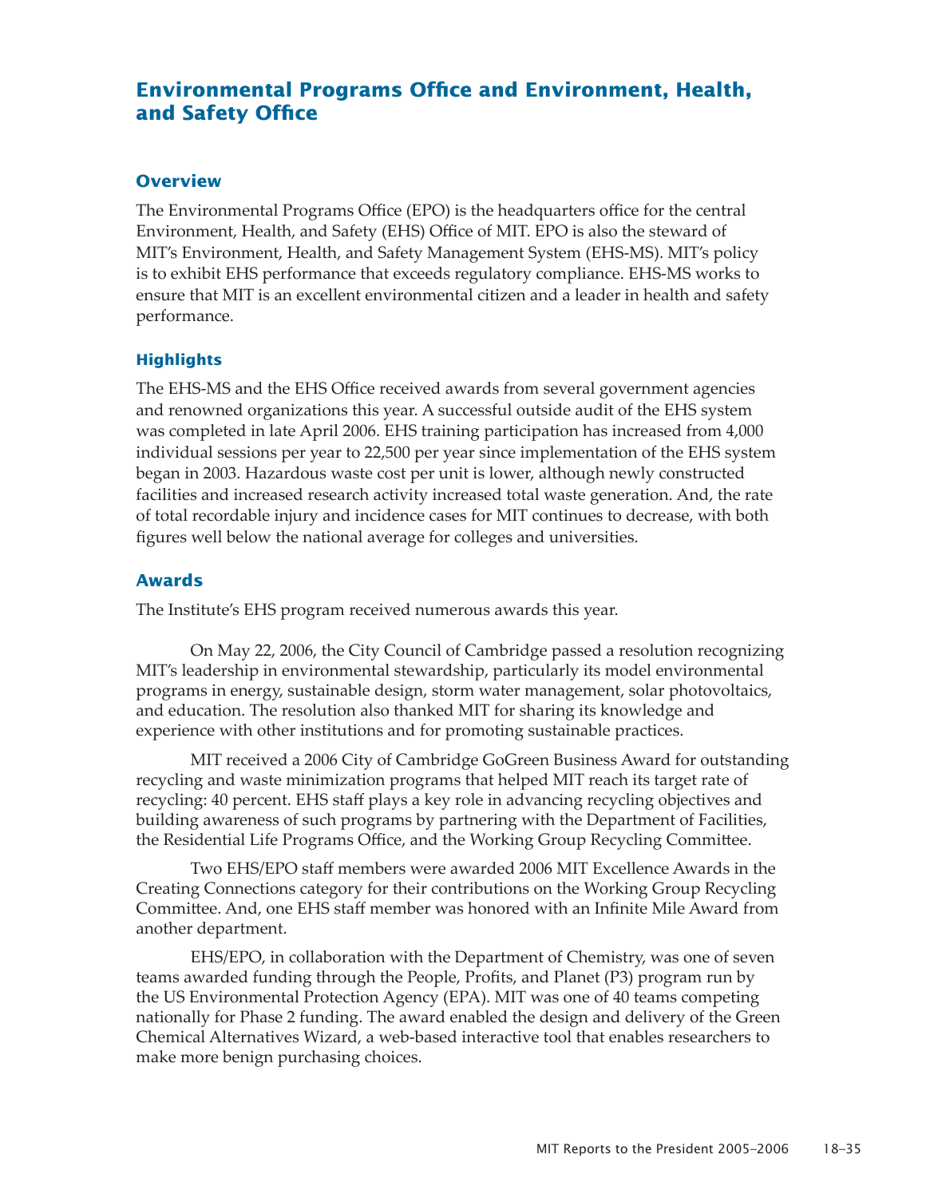# Environmental Programs Office and Environment, Health, and Safety Office

## Overview

The Environmental Programs Office (EPO) is the headquarters office for the central Environment, Health, and Safety (EHS) Office of MIT. EPO is also the steward of MIT's Environment, Health, and Safety Management System (EHS-MS). MIT's policy is to exhibit EHS performance that exceeds regulatory compliance. EHS-MS works to ensure that MIT is an excellent environmental citizen and a leader in health and safety performance.

### Highlights

The EHS-MS and the EHS Office received awards from several government agencies and renowned organizations this year. A successful outside audit of the EHS system was completed in late April 2006. EHS training participation has increased from 4,000 individual sessions per year to 22,500 per year since implementation of the EHS system began in 2003. Hazardous waste cost per unit is lower, although newly constructed facilities and increased research activity increased total waste generation. And, the rate of total recordable injury and incidence cases for MIT continues to decrease, with both figures well below the national average for colleges and universities.

## Awards

The Institute's EHS program received numerous awards this year.

On May 22, 2006, the City Council of Cambridge passed a resolution recognizing MIT's leadership in environmental stewardship, particularly its model environmental programs in energy, sustainable design, storm water management, solar photovoltaics, and education. The resolution also thanked MIT for sharing its knowledge and experience with other institutions and for promoting sustainable practices.

MIT received a 2006 City of Cambridge GoGreen Business Award for outstanding recycling and waste minimization programs that helped MIT reach its target rate of recycling: 40 percent. EHS staff plays a key role in advancing recycling objectives and building awareness of such programs by partnering with the Department of Facilities, the Residential Life Programs Office, and the Working Group Recycling Committee.

Two EHS/EPO staff members were awarded 2006 MIT Excellence Awards in the Creating Connections category for their contributions on the Working Group Recycling Committee. And, one EHS staff member was honored with an Infinite Mile Award from another department.

EHS/EPO, in collaboration with the Department of Chemistry, was one of seven teams awarded funding through the People, Profits, and Planet (P3) program run by the US Environmental Protection Agency (EPA). MIT was one of 40 teams competing nationally for Phase 2 funding. The award enabled the design and delivery of the Green Chemical Alternatives Wizard, a web-based interactive tool that enables researchers to make more benign purchasing choices.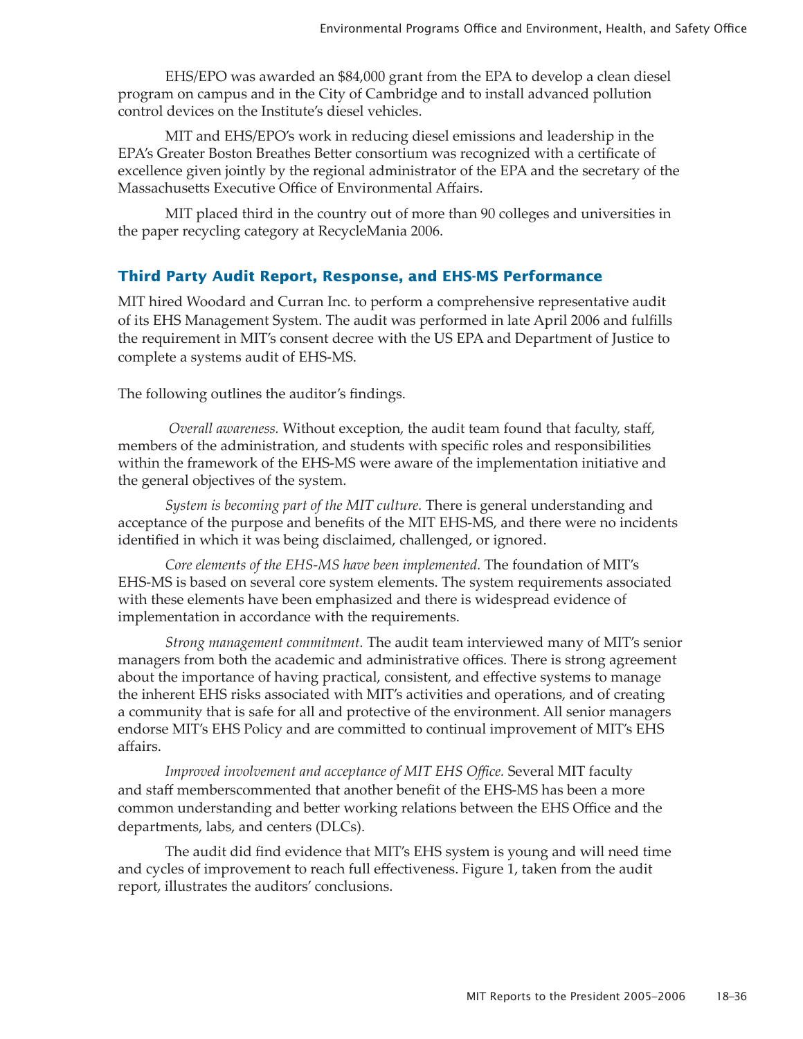EHS/EPO was awarded an $84,000 grant from the EPA to develop a clean diesel program on campus and in the City of Cambridge and to install advanced pollution control devices on the Institute's diesel vehicles.

MIT and EHS/EPO's work in reducing diesel emissions and leadership in the EPA's Greater Boston Breathes Better consortium was recognized with a certificate of excellence given jointly by the regional administrator of the EPA and the secretary of the Massachusetts Executive Office of Environmental Affairs.

MIT placed third in the country out of more than 90 colleges and universities in the paper recycling category at RecycleMania 2006.

## Third Party Audit Report, Response, and EHS-MS Performance

MIT hired Woodard and Curran Inc. to perform a comprehensive representative audit of its EHS Management System. The audit was performed in late April 2006 and fulfills the requirement in MIT's consent decree with the US EPA and Department of Justice to complete a systems audit of EHS-MS.

The following outlines the auditor's findings.

*Overall awareness.* Without exception, the audit team found that faculty, staff, members of the administration, and students with specific roles and responsibilities within the framework of the EHS-MS were aware of the implementation initiative and the general objectives of the system.

*System is becoming part of the MIT culture.* There is general understanding and acceptance of the purpose and benefits of the MIT EHS-MS, and there were no incidents identified in which it was being disclaimed, challenged, or ignored.

*Core elements of the EHS-MS have been implemented.* The foundation of MIT's EHS-MS is based on several core system elements. The system requirements associated with these elements have been emphasized and there is widespread evidence of implementation in accordance with the requirements.

*Strong management commitment.* The audit team interviewed many of MIT's senior managers from both the academic and administrative offices. There is strong agreement about the importance of having practical, consistent, and effective systems to manage the inherent EHS risks associated with MIT's activities and operations, and of creating a community that is safe for all and protective of the environment. All senior managers endorse MIT's EHS Policy and are committed to continual improvement of MIT's EHS affairs.

*Improved involvement and acceptance of MIT EHS Office.* Several MIT faculty and staff memberscommented that another benefit of the EHS-MS has been a more common understanding and better working relations between the EHS Office and the departments, labs, and centers (DLCs).

The audit did find evidence that MIT's EHS system is young and will need time and cycles of improvement to reach full effectiveness. Figure 1, taken from the audit report, illustrates the auditors' conclusions.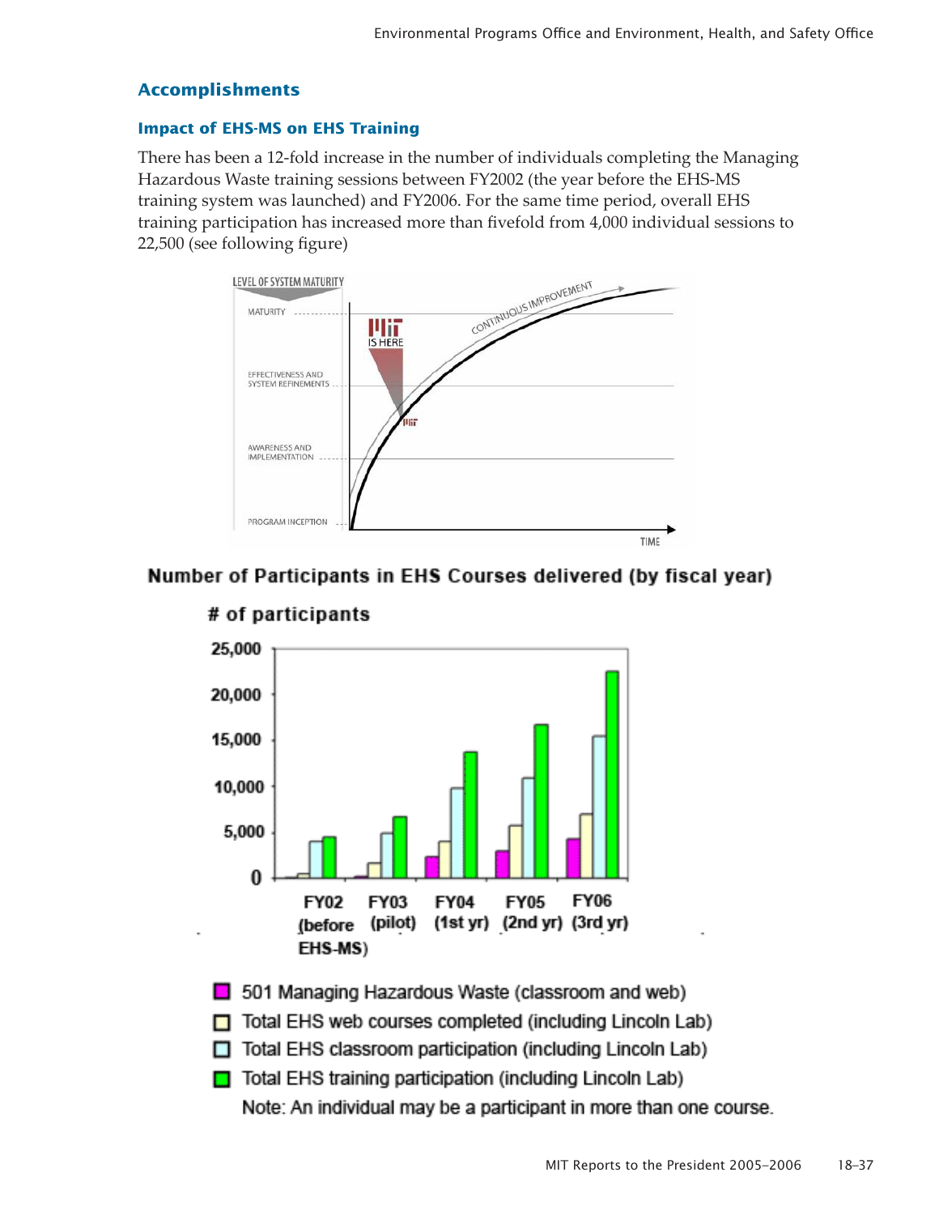## Accomplishments

### Impact of EHS-MS on EHS Training

There has been a 12-fold increase in the number of individuals completing the Managing Hazardous Waste training sessions between FY2002 (the year before the EHS-MS training system was launched) and FY2006. For the same time period, overall EHS training participation has increased more than fivefold from 4,000 individual sessions to 22,500 (see following figure)

LEVEL OF SYSTEM MATURITY

MATURITY

EFFECTIVENESS AND SYSTEM REFINEMENTS

AWARENESS AND IMPLEMENTATION

PROGRAM INCEPTION

MIT IS HERE

CONTINUOUS IMPROVEMENT

TIME

**Number of Participants in EHS Courses delivered (by fiscal year)**

**# of participants**

FY02 (before EHS-MS) | FY03 (pilot) | FY04 (1st yr) | FY05 (2nd yr) | FY06 (3rd yr)

- 501 Managing Hazardous Waste (classroom and web)
- Total EHS web courses completed (including Lincoln Lab)
- Total EHS classroom participation (including Lincoln Lab)
- Total EHS training participation (including Lincoln Lab)

Note: An individual may be a participant in more than one course.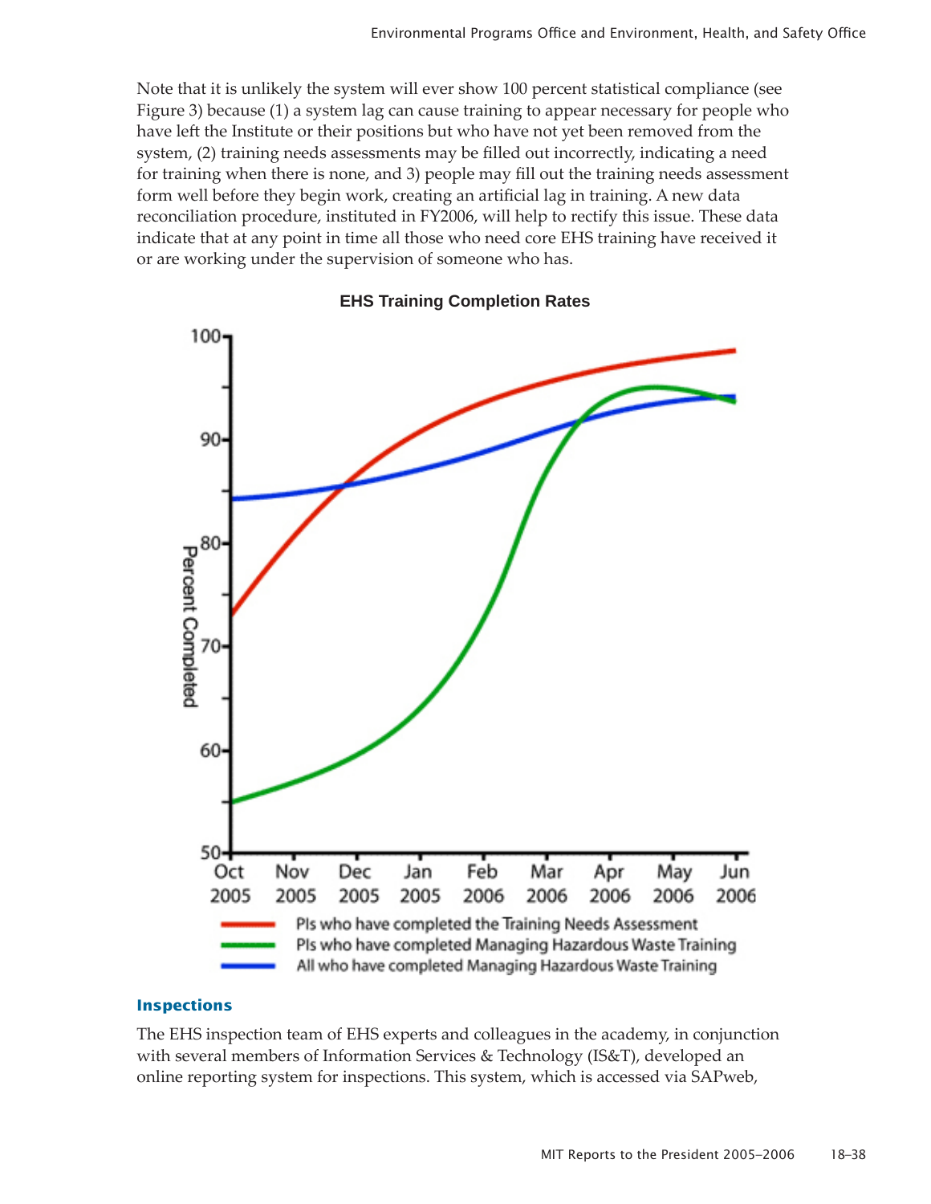Note that it is unlikely the system will ever show 100 percent statistical compliance (see Figure 3) because (1) a system lag can cause training to appear necessary for people who have left the Institute or their positions but who have not yet been removed from the system, (2) training needs assessments may be filled out incorrectly, indicating a need for training when there is none, and 3) people may fill out the training needs assessment form well before they begin work, creating an artificial lag in training. A new data reconciliation procedure, instituted in FY2006, will help to rectify this issue. These data indicate that at any point in time all those who need core EHS training have received it or are working under the supervision of someone who has.

**EHS Training Completion Rates**

- PIs who have completed the Training Needs Assessment
- PIs who have completed Managing Hazardous Waste Training
- All who have completed Managing Hazardous Waste Training

### Inspections

The EHS inspection team of EHS experts and colleagues in the academy, in conjunction with several members of Information Services & Technology (IS&T), developed an online reporting system for inspections. This system, which is accessed via SAPweb,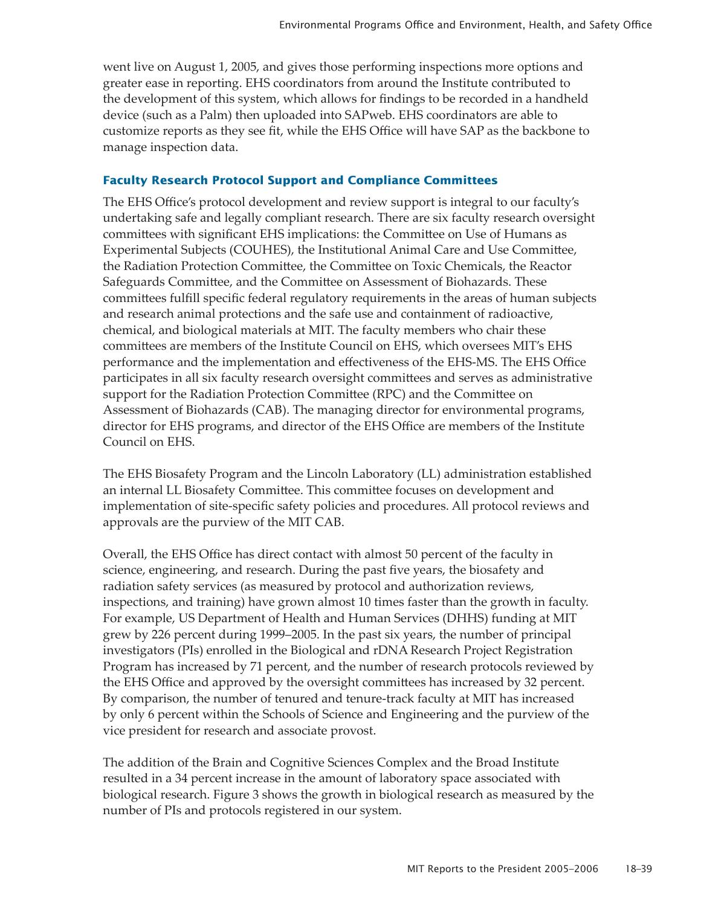went live on August 1, 2005, and gives those performing inspections more options and greater ease in reporting. EHS coordinators from around the Institute contributed to the development of this system, which allows for findings to be recorded in a handheld device (such as a Palm) then uploaded into SAPweb. EHS coordinators are able to customize reports as they see fit, while the EHS Office will have SAP as the backbone to manage inspection data.

### Faculty Research Protocol Support and Compliance Committees

The EHS Office's protocol development and review support is integral to our faculty's undertaking safe and legally compliant research. There are six faculty research oversight committees with significant EHS implications: the Committee on Use of Humans as Experimental Subjects (COUHES), the Institutional Animal Care and Use Committee, the Radiation Protection Committee, the Committee on Toxic Chemicals, the Reactor Safeguards Committee, and the Committee on Assessment of Biohazards. These committees fulfill specific federal regulatory requirements in the areas of human subjects and research animal protections and the safe use and containment of radioactive, chemical, and biological materials at MIT. The faculty members who chair these committees are members of the Institute Council on EHS, which oversees MIT's EHS performance and the implementation and effectiveness of the EHS-MS. The EHS Office participates in all six faculty research oversight committees and serves as administrative support for the Radiation Protection Committee (RPC) and the Committee on Assessment of Biohazards (CAB). The managing director for environmental programs, director for EHS programs, and director of the EHS Office are members of the Institute Council on EHS.

The EHS Biosafety Program and the Lincoln Laboratory (LL) administration established an internal LL Biosafety Committee. This committee focuses on development and implementation of site-specific safety policies and procedures. All protocol reviews and approvals are the purview of the MIT CAB.

Overall, the EHS Office has direct contact with almost 50 percent of the faculty in science, engineering, and research. During the past five years, the biosafety and radiation safety services (as measured by protocol and authorization reviews, inspections, and training) have grown almost 10 times faster than the growth in faculty. For example, US Department of Health and Human Services (DHHS) funding at MIT grew by 226 percent during 1999–2005. In the past six years, the number of principal investigators (PIs) enrolled in the Biological and rDNA Research Project Registration Program has increased by 71 percent, and the number of research protocols reviewed by the EHS Office and approved by the oversight committees has increased by 32 percent. By comparison, the number of tenured and tenure-track faculty at MIT has increased by only 6 percent within the Schools of Science and Engineering and the purview of the vice president for research and associate provost.

The addition of the Brain and Cognitive Sciences Complex and the Broad Institute resulted in a 34 percent increase in the amount of laboratory space associated with biological research. Figure 3 shows the growth in biological research as measured by the number of PIs and protocols registered in our system.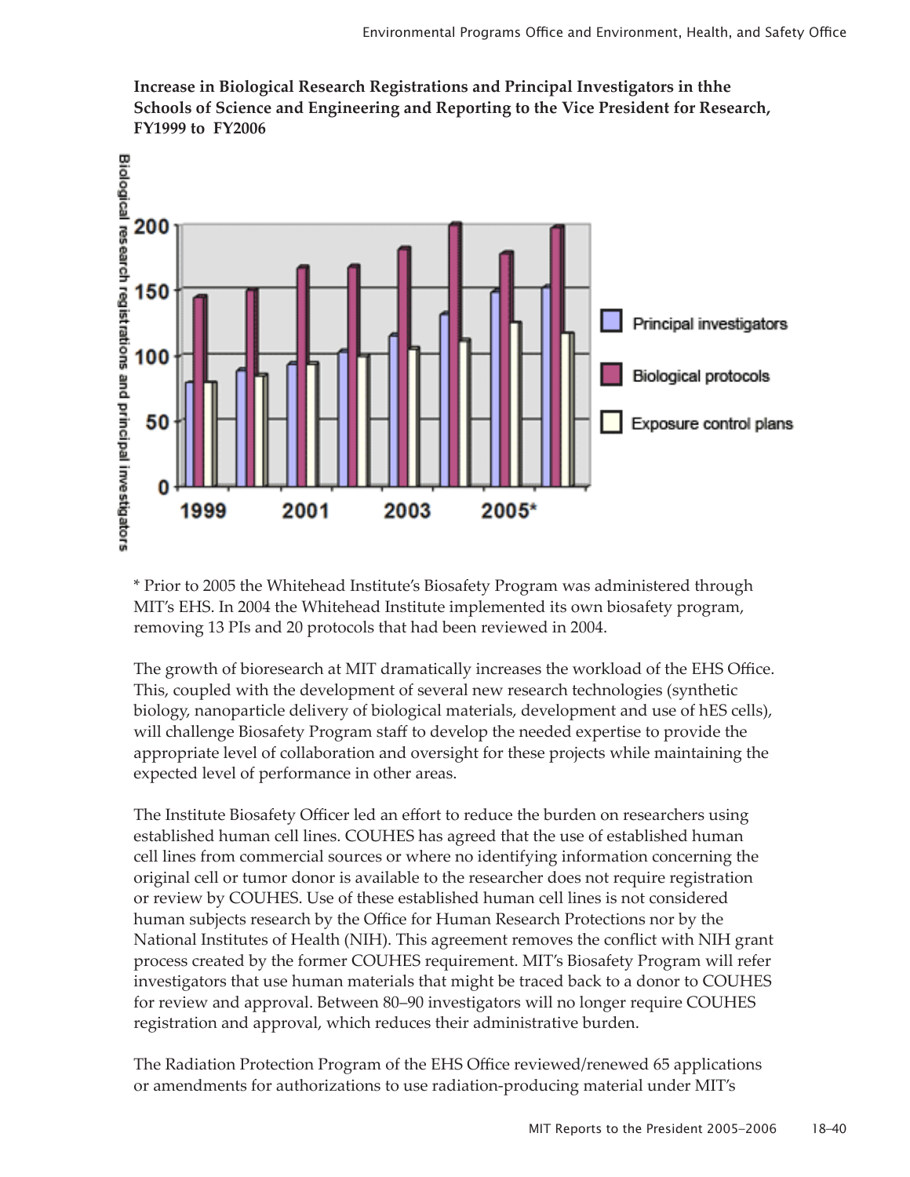**Increase in Biological Research Registrations and Principal Investigators in thhe Schools of Science and Engineering and Reporting to the Vice President for Research, FY1999 to FY2006**

\* Prior to 2005 the Whitehead Institute's Biosafety Program was administered through MIT's EHS. In 2004 the Whitehead Institute implemented its own biosafety program, removing 13 PIs and 20 protocols that had been reviewed in 2004.

The growth of bioresearch at MIT dramatically increases the workload of the EHS Office. This, coupled with the development of several new research technologies (synthetic biology, nanoparticle delivery of biological materials, development and use of hES cells), will challenge Biosafety Program staff to develop the needed expertise to provide the appropriate level of collaboration and oversight for these projects while maintaining the expected level of performance in other areas.

The Institute Biosafety Officer led an effort to reduce the burden on researchers using established human cell lines. COUHES has agreed that the use of established human cell lines from commercial sources or where no identifying information concerning the original cell or tumor donor is available to the researcher does not require registration or review by COUHES. Use of these established human cell lines is not considered human subjects research by the Office for Human Research Protections nor by the National Institutes of Health (NIH). This agreement removes the conflict with NIH grant process created by the former COUHES requirement. MIT's Biosafety Program will refer investigators that use human materials that might be traced back to a donor to COUHES for review and approval. Between 80–90 investigators will no longer require COUHES registration and approval, which reduces their administrative burden.

The Radiation Protection Program of the EHS Office reviewed/renewed 65 applications or amendments for authorizations to use radiation-producing material under MIT's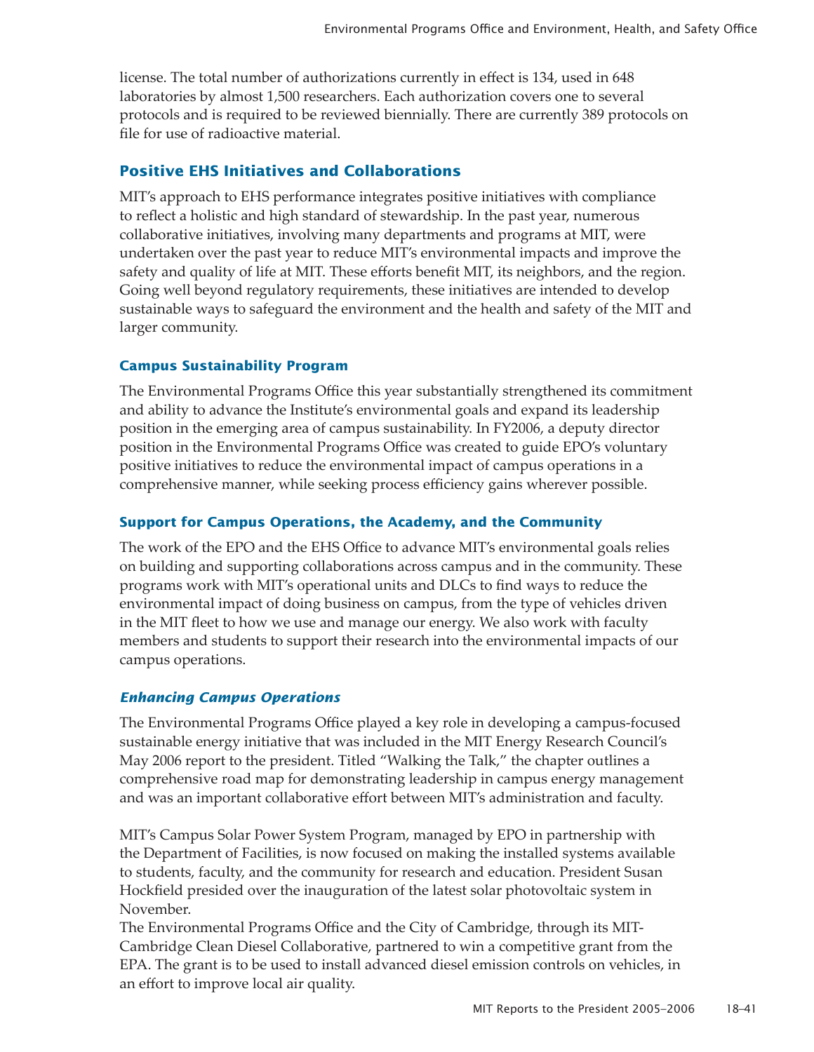license. The total number of authorizations currently in effect is 134, used in 648 laboratories by almost 1,500 researchers. Each authorization covers one to several protocols and is required to be reviewed biennially. There are currently 389 protocols on file for use of radioactive material.

## Positive EHS Initiatives and Collaborations

MIT's approach to EHS performance integrates positive initiatives with compliance to reflect a holistic and high standard of stewardship. In the past year, numerous collaborative initiatives, involving many departments and programs at MIT, were undertaken over the past year to reduce MIT's environmental impacts and improve the safety and quality of life at MIT. These efforts benefit MIT, its neighbors, and the region. Going well beyond regulatory requirements, these initiatives are intended to develop sustainable ways to safeguard the environment and the health and safety of the MIT and larger community.

### Campus Sustainability Program

The Environmental Programs Office this year substantially strengthened its commitment and ability to advance the Institute's environmental goals and expand its leadership position in the emerging area of campus sustainability. In FY2006, a deputy director position in the Environmental Programs Office was created to guide EPO's voluntary positive initiatives to reduce the environmental impact of campus operations in a comprehensive manner, while seeking process efficiency gains wherever possible.

### Support for Campus Operations, the Academy, and the Community

The work of the EPO and the EHS Office to advance MIT's environmental goals relies on building and supporting collaborations across campus and in the community. These programs work with MIT's operational units and DLCs to find ways to reduce the environmental impact of doing business on campus, from the type of vehicles driven in the MIT fleet to how we use and manage our energy. We also work with faculty members and students to support their research into the environmental impacts of our campus operations.

#### *Enhancing Campus Operations*

The Environmental Programs Office played a key role in developing a campus-focused sustainable energy initiative that was included in the MIT Energy Research Council's May 2006 report to the president. Titled "Walking the Talk," the chapter outlines a comprehensive road map for demonstrating leadership in campus energy management and was an important collaborative effort between MIT's administration and faculty.

MIT's Campus Solar Power System Program, managed by EPO in partnership with the Department of Facilities, is now focused on making the installed systems available to students, faculty, and the community for research and education. President Susan Hockfield presided over the inauguration of the latest solar photovoltaic system in November.

The Environmental Programs Office and the City of Cambridge, through its MIT-Cambridge Clean Diesel Collaborative, partnered to win a competitive grant from the EPA. The grant is to be used to install advanced diesel emission controls on vehicles, in an effort to improve local air quality.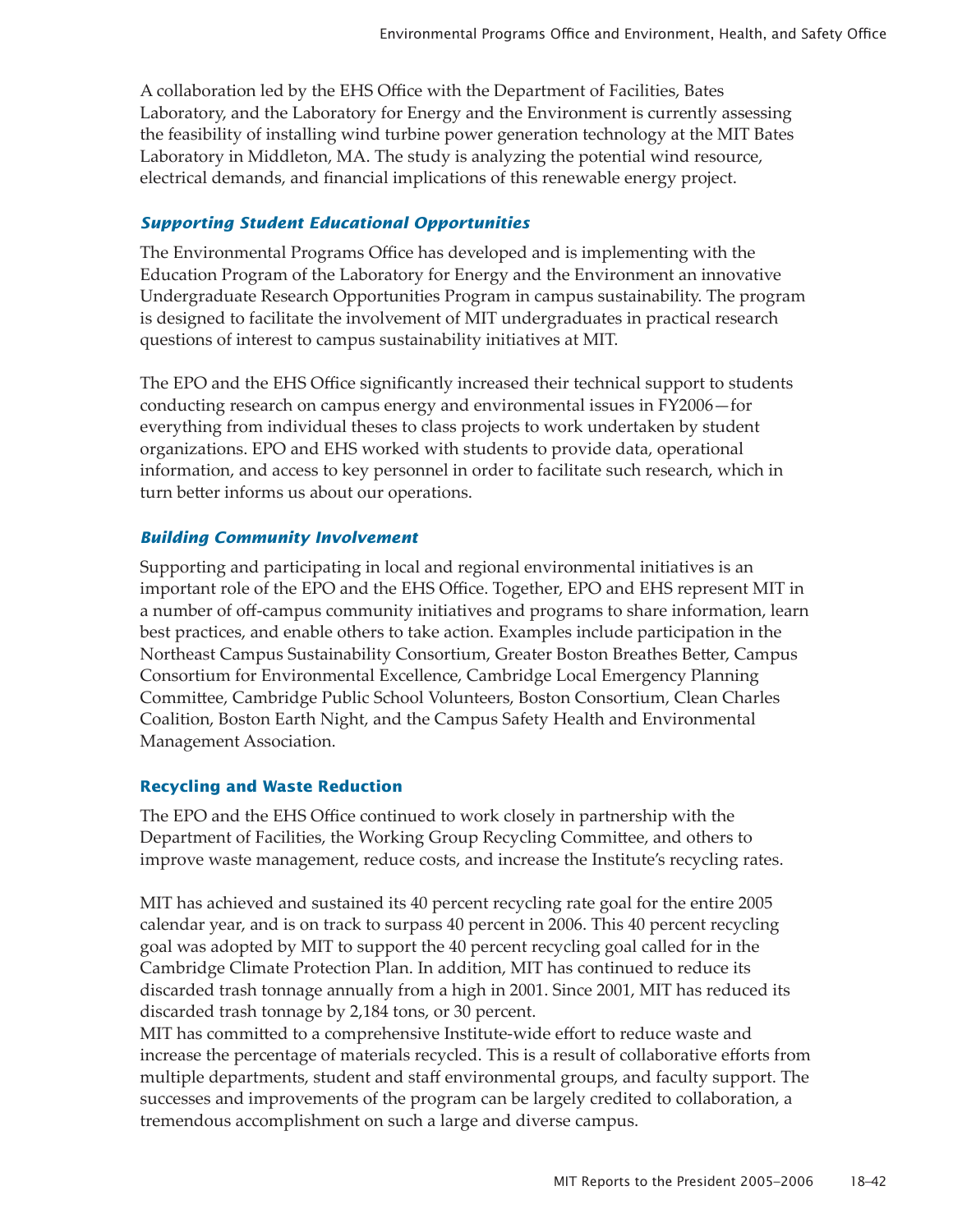A collaboration led by the EHS Office with the Department of Facilities, Bates Laboratory, and the Laboratory for Energy and the Environment is currently assessing the feasibility of installing wind turbine power generation technology at the MIT Bates Laboratory in Middleton, MA. The study is analyzing the potential wind resource, electrical demands, and financial implications of this renewable energy project.

#### *Supporting Student Educational Opportunities*

The Environmental Programs Office has developed and is implementing with the Education Program of the Laboratory for Energy and the Environment an innovative Undergraduate Research Opportunities Program in campus sustainability. The program is designed to facilitate the involvement of MIT undergraduates in practical research questions of interest to campus sustainability initiatives at MIT.

The EPO and the EHS Office significantly increased their technical support to students conducting research on campus energy and environmental issues in FY2006—for everything from individual theses to class projects to work undertaken by student organizations. EPO and EHS worked with students to provide data, operational information, and access to key personnel in order to facilitate such research, which in turn better informs us about our operations.

#### *Building Community Involvement*

Supporting and participating in local and regional environmental initiatives is an important role of the EPO and the EHS Office. Together, EPO and EHS represent MIT in a number of off-campus community initiatives and programs to share information, learn best practices, and enable others to take action. Examples include participation in the Northeast Campus Sustainability Consortium, Greater Boston Breathes Better, Campus Consortium for Environmental Excellence, Cambridge Local Emergency Planning Committee, Cambridge Public School Volunteers, Boston Consortium, Clean Charles Coalition, Boston Earth Night, and the Campus Safety Health and Environmental Management Association.

### Recycling and Waste Reduction

The EPO and the EHS Office continued to work closely in partnership with the Department of Facilities, the Working Group Recycling Committee, and others to improve waste management, reduce costs, and increase the Institute's recycling rates.

MIT has achieved and sustained its 40 percent recycling rate goal for the entire 2005 calendar year, and is on track to surpass 40 percent in 2006. This 40 percent recycling goal was adopted by MIT to support the 40 percent recycling goal called for in the Cambridge Climate Protection Plan. In addition, MIT has continued to reduce its discarded trash tonnage annually from a high in 2001. Since 2001, MIT has reduced its discarded trash tonnage by 2,184 tons, or 30 percent.

MIT has committed to a comprehensive Institute-wide effort to reduce waste and increase the percentage of materials recycled. This is a result of collaborative efforts from multiple departments, student and staff environmental groups, and faculty support. The successes and improvements of the program can be largely credited to collaboration, a tremendous accomplishment on such a large and diverse campus.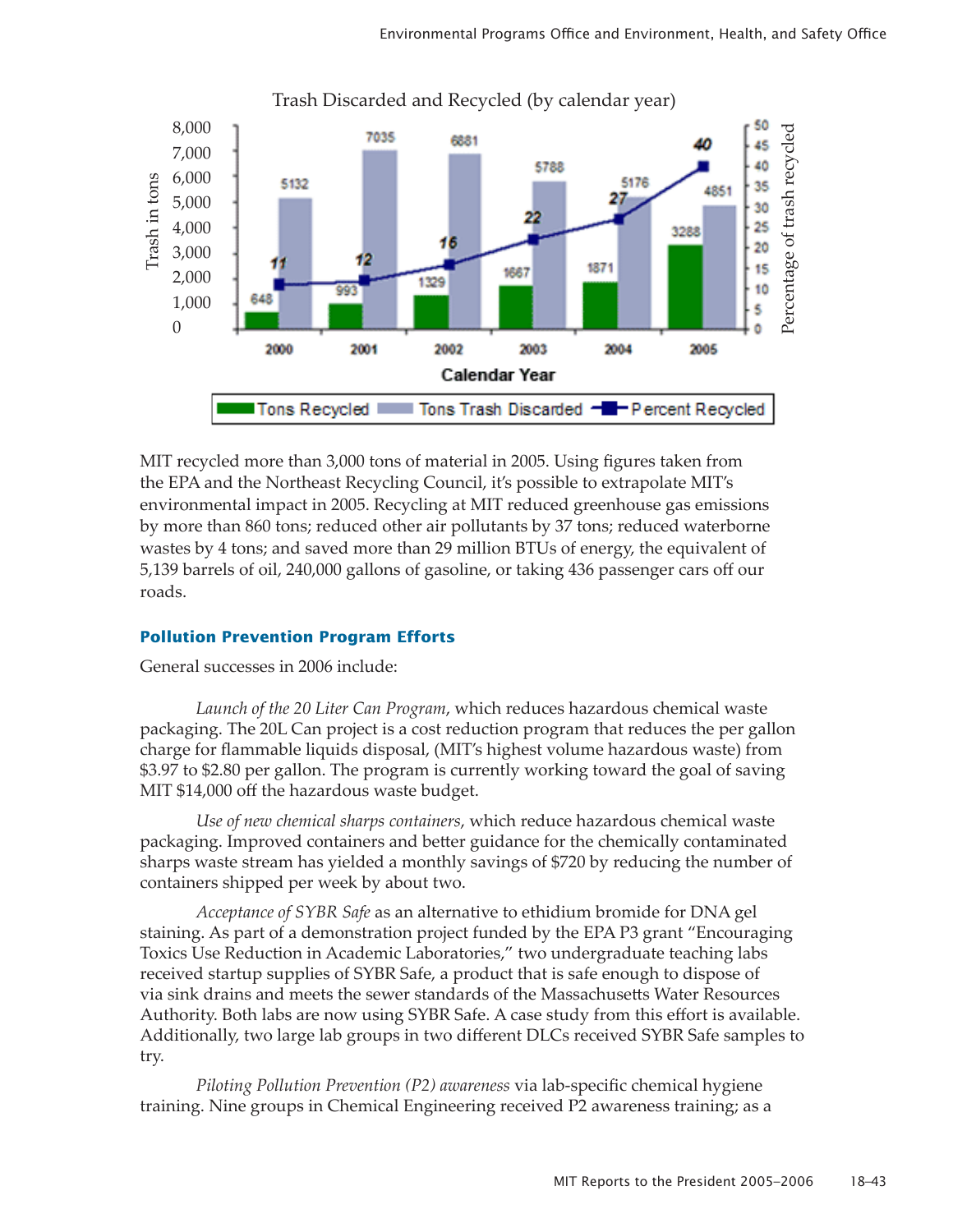Trash Discarded and Recycled (by calendar year)

| Calendar Year | Tons Recycled | Tons Trash Discarded | Percent Recycled |
|---|---|---|---|
| 2000 | 648 | 5132 | 11 |
| 2001 | 993 | 7035 | 12 |
| 2002 | 1329 | 6881 | 16 |
| 2003 | 1667 | 5788 | 22 |
| 2004 | 1871 | 5176 | 27 |
| 2005 | 3288 | 4851 | 40 |

MIT recycled more than 3,000 tons of material in 2005. Using figures taken from the EPA and the Northeast Recycling Council, it's possible to extrapolate MIT's environmental impact in 2005. Recycling at MIT reduced greenhouse gas emissions by more than 860 tons; reduced other air pollutants by 37 tons; reduced waterborne wastes by 4 tons; and saved more than 29 million BTUs of energy, the equivalent of 5,139 barrels of oil, 240,000 gallons of gasoline, or taking 436 passenger cars off our roads.

### Pollution Prevention Program Efforts

General successes in 2006 include:

*Launch of the 20 Liter Can Program*, which reduces hazardous chemical waste packaging. The 20L Can project is a cost reduction program that reduces the per gallon charge for flammable liquids disposal, (MIT's highest volume hazardous waste) from $3.97 to $2.80 per gallon. The program is currently working toward the goal of saving MIT $14,000 off the hazardous waste budget.

*Use of new chemical sharps containers*, which reduce hazardous chemical waste packaging. Improved containers and better guidance for the chemically contaminated sharps waste stream has yielded a monthly savings of $720 by reducing the number of containers shipped per week by about two.

*Acceptance of SYBR Safe* as an alternative to ethidium bromide for DNA gel staining. As part of a demonstration project funded by the EPA P3 grant "Encouraging Toxics Use Reduction in Academic Laboratories," two undergraduate teaching labs received startup supplies of SYBR Safe, a product that is safe enough to dispose of via sink drains and meets the sewer standards of the Massachusetts Water Resources Authority. Both labs are now using SYBR Safe. A case study from this effort is available. Additionally, two large lab groups in two different DLCs received SYBR Safe samples to try.

*Piloting Pollution Prevention (P2) awareness* via lab-specific chemical hygiene training. Nine groups in Chemical Engineering received P2 awareness training; as a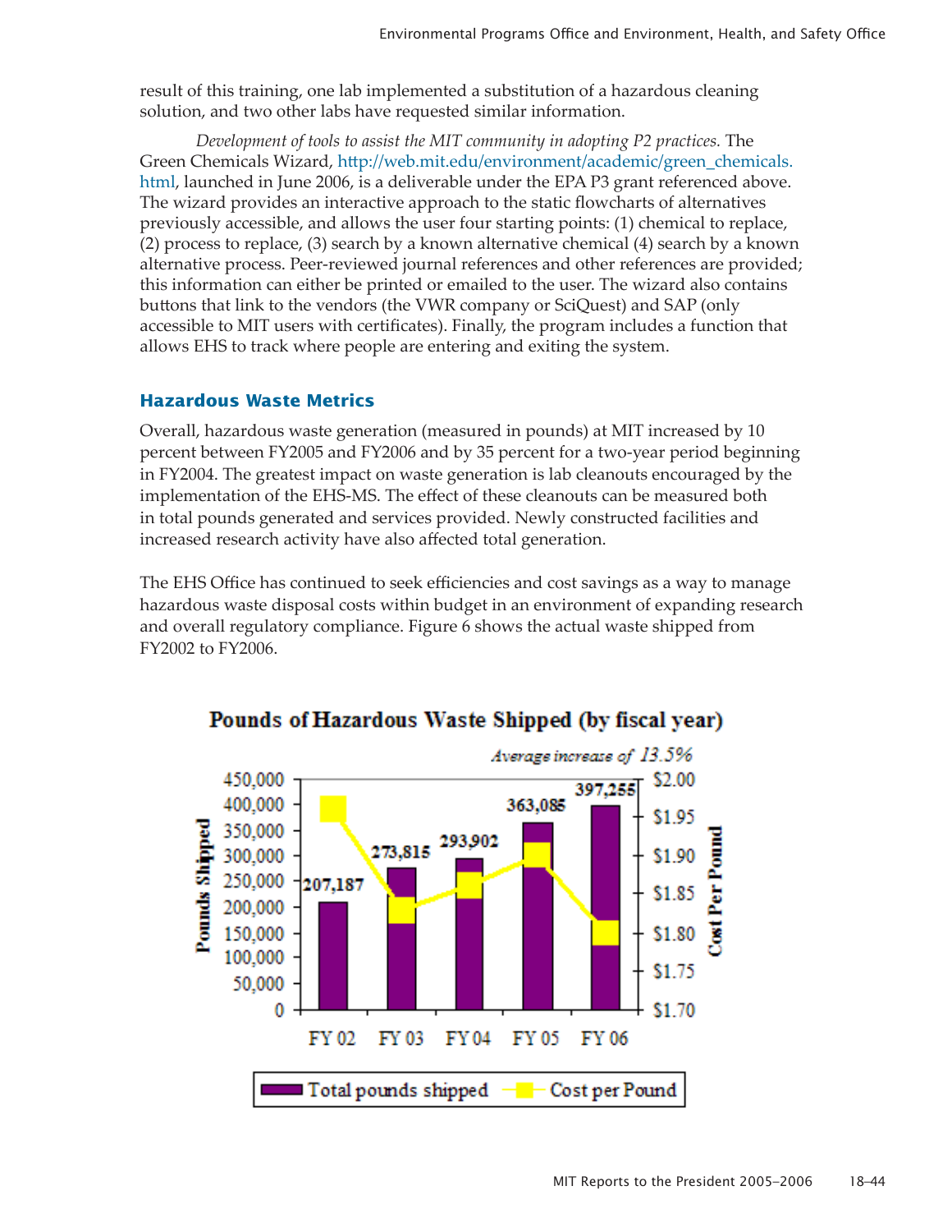result of this training, one lab implemented a substitution of a hazardous cleaning solution, and two other labs have requested similar information.

*Development of tools to assist the MIT community in adopting P2 practices.* The Green Chemicals Wizard, http://web.mit.edu/environment/academic/green_chemicals.html, launched in June 2006, is a deliverable under the EPA P3 grant referenced above. The wizard provides an interactive approach to the static flowcharts of alternatives previously accessible, and allows the user four starting points: (1) chemical to replace, (2) process to replace, (3) search by a known alternative chemical (4) search by a known alternative process. Peer-reviewed journal references and other references are provided; this information can either be printed or emailed to the user. The wizard also contains buttons that link to the vendors (the VWR company or SciQuest) and SAP (only accessible to MIT users with certificates). Finally, the program includes a function that allows EHS to track where people are entering and exiting the system.

## Hazardous Waste Metrics

Overall, hazardous waste generation (measured in pounds) at MIT increased by 10 percent between FY2005 and FY2006 and by 35 percent for a two-year period beginning in FY2004. The greatest impact on waste generation is lab cleanouts encouraged by the implementation of the EHS-MS. The effect of these cleanouts can be measured both in total pounds generated and services provided. Newly constructed facilities and increased research activity have also affected total generation.

The EHS Office has continued to seek efficiencies and cost savings as a way to manage hazardous waste disposal costs within budget in an environment of expanding research and overall regulatory compliance. Figure 6 shows the actual waste shipped from FY2002 to FY2006.

**Pounds of Hazardous Waste Shipped (by fiscal year)**

*Average increase of 13.5%*

| Fiscal Year | Total pounds shipped |
|---|---|
| FY 02 | 207,187 |
| FY 03 | 273,815 |
| FY 04 | 293,902 |
| FY 05 | 363,085 |
| FY 06 | 397,255 |

Legend: Total pounds shipped; Cost per Pound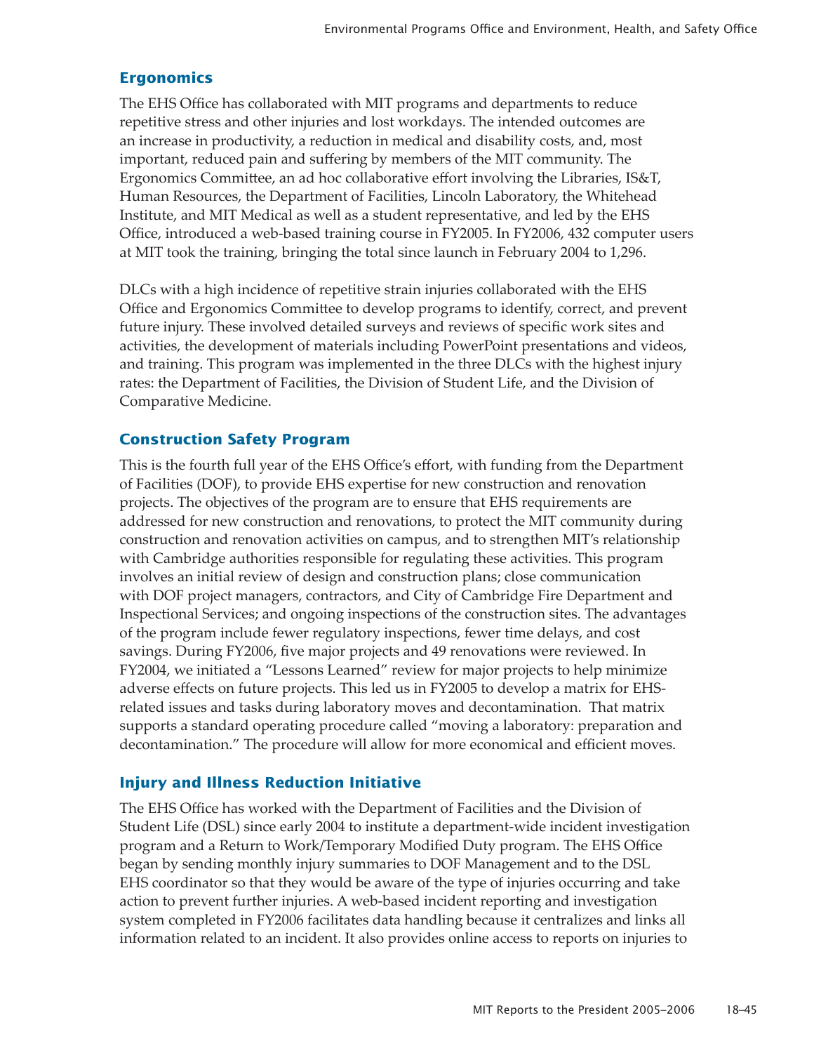## Ergonomics

The EHS Office has collaborated with MIT programs and departments to reduce repetitive stress and other injuries and lost workdays. The intended outcomes are an increase in productivity, a reduction in medical and disability costs, and, most important, reduced pain and suffering by members of the MIT community. The Ergonomics Committee, an ad hoc collaborative effort involving the Libraries, IS&T, Human Resources, the Department of Facilities, Lincoln Laboratory, the Whitehead Institute, and MIT Medical as well as a student representative, and led by the EHS Office, introduced a web-based training course in FY2005. In FY2006, 432 computer users at MIT took the training, bringing the total since launch in February 2004 to 1,296.

DLCs with a high incidence of repetitive strain injuries collaborated with the EHS Office and Ergonomics Committee to develop programs to identify, correct, and prevent future injury. These involved detailed surveys and reviews of specific work sites and activities, the development of materials including PowerPoint presentations and videos, and training. This program was implemented in the three DLCs with the highest injury rates: the Department of Facilities, the Division of Student Life, and the Division of Comparative Medicine.

## Construction Safety Program

This is the fourth full year of the EHS Office's effort, with funding from the Department of Facilities (DOF), to provide EHS expertise for new construction and renovation projects. The objectives of the program are to ensure that EHS requirements are addressed for new construction and renovations, to protect the MIT community during construction and renovation activities on campus, and to strengthen MIT's relationship with Cambridge authorities responsible for regulating these activities. This program involves an initial review of design and construction plans; close communication with DOF project managers, contractors, and City of Cambridge Fire Department and Inspectional Services; and ongoing inspections of the construction sites. The advantages of the program include fewer regulatory inspections, fewer time delays, and cost savings. During FY2006, five major projects and 49 renovations were reviewed. In FY2004, we initiated a "Lessons Learned" review for major projects to help minimize adverse effects on future projects. This led us in FY2005 to develop a matrix for EHS-related issues and tasks during laboratory moves and decontamination. That matrix supports a standard operating procedure called "moving a laboratory: preparation and decontamination." The procedure will allow for more economical and efficient moves.

## Injury and Illness Reduction Initiative

The EHS Office has worked with the Department of Facilities and the Division of Student Life (DSL) since early 2004 to institute a department-wide incident investigation program and a Return to Work/Temporary Modified Duty program. The EHS Office began by sending monthly injury summaries to DOF Management and to the DSL EHS coordinator so that they would be aware of the type of injuries occurring and take action to prevent further injuries. A web-based incident reporting and investigation system completed in FY2006 facilitates data handling because it centralizes and links all information related to an incident. It also provides online access to reports on injuries to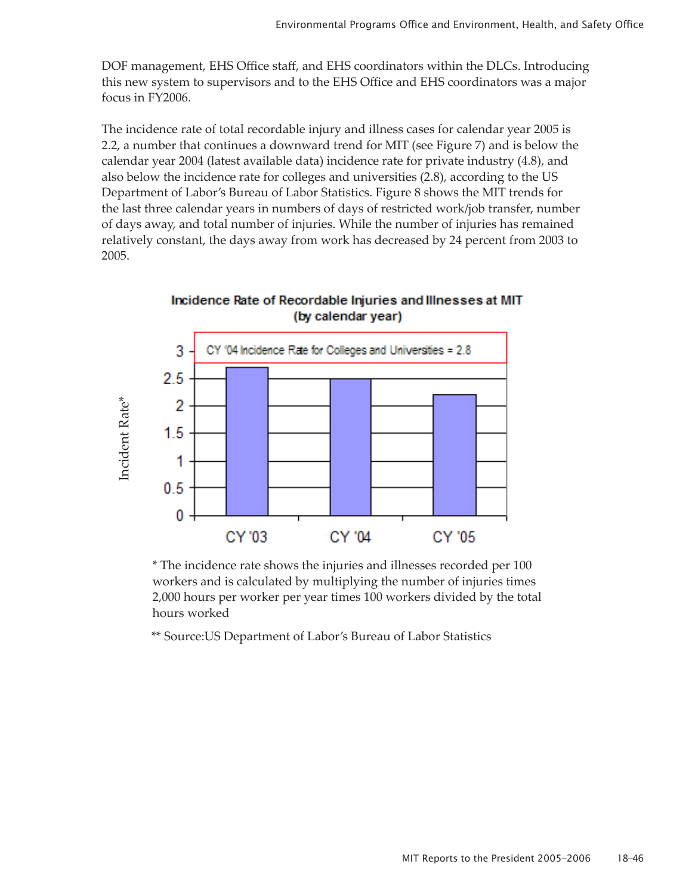DOF management, EHS Office staff, and EHS coordinators within the DLCs. Introducing this new system to supervisors and to the EHS Office and EHS coordinators was a major focus in FY2006.

The incidence rate of total recordable injury and illness cases for calendar year 2005 is 2.2, a number that continues a downward trend for MIT (see Figure 7) and is below the calendar year 2004 (latest available data) incidence rate for private industry (4.8), and also below the incidence rate for colleges and universities (2.8), according to the US Department of Labor's Bureau of Labor Statistics. Figure 8 shows the MIT trends for the last three calendar years in numbers of days of restricted work/job transfer, number of days away, and total number of injuries. While the number of injuries has remained relatively constant, the days away from work has decreased by 24 percent from 2003 to 2005.

**Incidence Rate of Recordable Injuries and Illnesses at MIT (by calendar year)**

CY '04 Incidence Rate for Colleges and Universities = 2.8

| | Incident Rate* |
|---|---|
| CY '03 | 2.7 |
| CY '04 | 2.5 |
| CY '05 | 2.2 |

\* The incidence rate shows the injuries and illnesses recorded per 100 workers and is calculated by multiplying the number of injuries times 2,000 hours per worker per year times 100 workers divided by the total hours worked

** Source:US Department of Labor's Bureau of Labor Statistics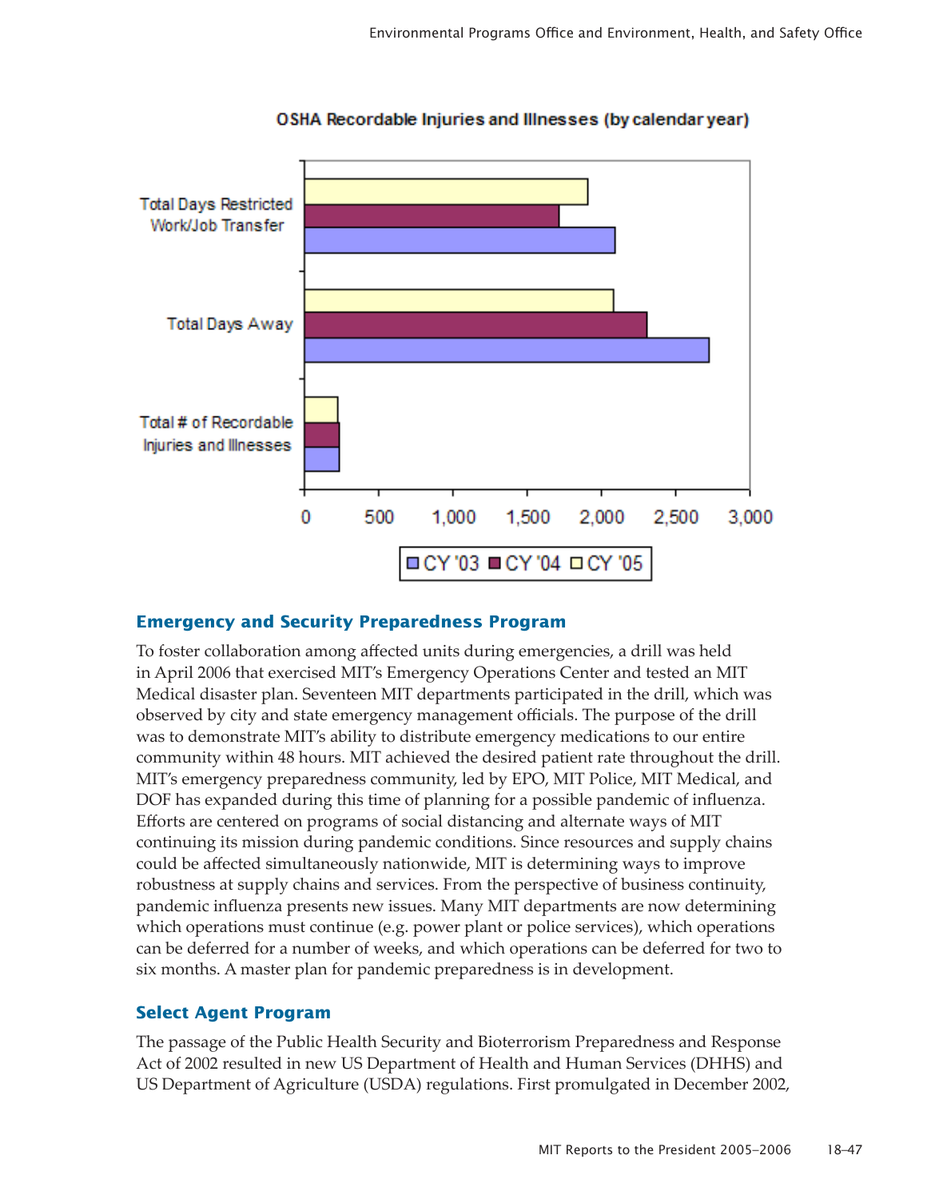OSHA Recordable Injuries and Illnesses (by calendar year)

## Emergency and Security Preparedness Program

To foster collaboration among affected units during emergencies, a drill was held in April 2006 that exercised MIT's Emergency Operations Center and tested an MIT Medical disaster plan. Seventeen MIT departments participated in the drill, which was observed by city and state emergency management officials. The purpose of the drill was to demonstrate MIT's ability to distribute emergency medications to our entire community within 48 hours. MIT achieved the desired patient rate throughout the drill. MIT's emergency preparedness community, led by EPO, MIT Police, MIT Medical, and DOF has expanded during this time of planning for a possible pandemic of influenza. Efforts are centered on programs of social distancing and alternate ways of MIT continuing its mission during pandemic conditions. Since resources and supply chains could be affected simultaneously nationwide, MIT is determining ways to improve robustness at supply chains and services. From the perspective of business continuity, pandemic influenza presents new issues. Many MIT departments are now determining which operations must continue (e.g. power plant or police services), which operations can be deferred for a number of weeks, and which operations can be deferred for two to six months. A master plan for pandemic preparedness is in development.

## Select Agent Program

The passage of the Public Health Security and Bioterrorism Preparedness and Response Act of 2002 resulted in new US Department of Health and Human Services (DHHS) and US Department of Agriculture (USDA) regulations. First promulgated in December 2002,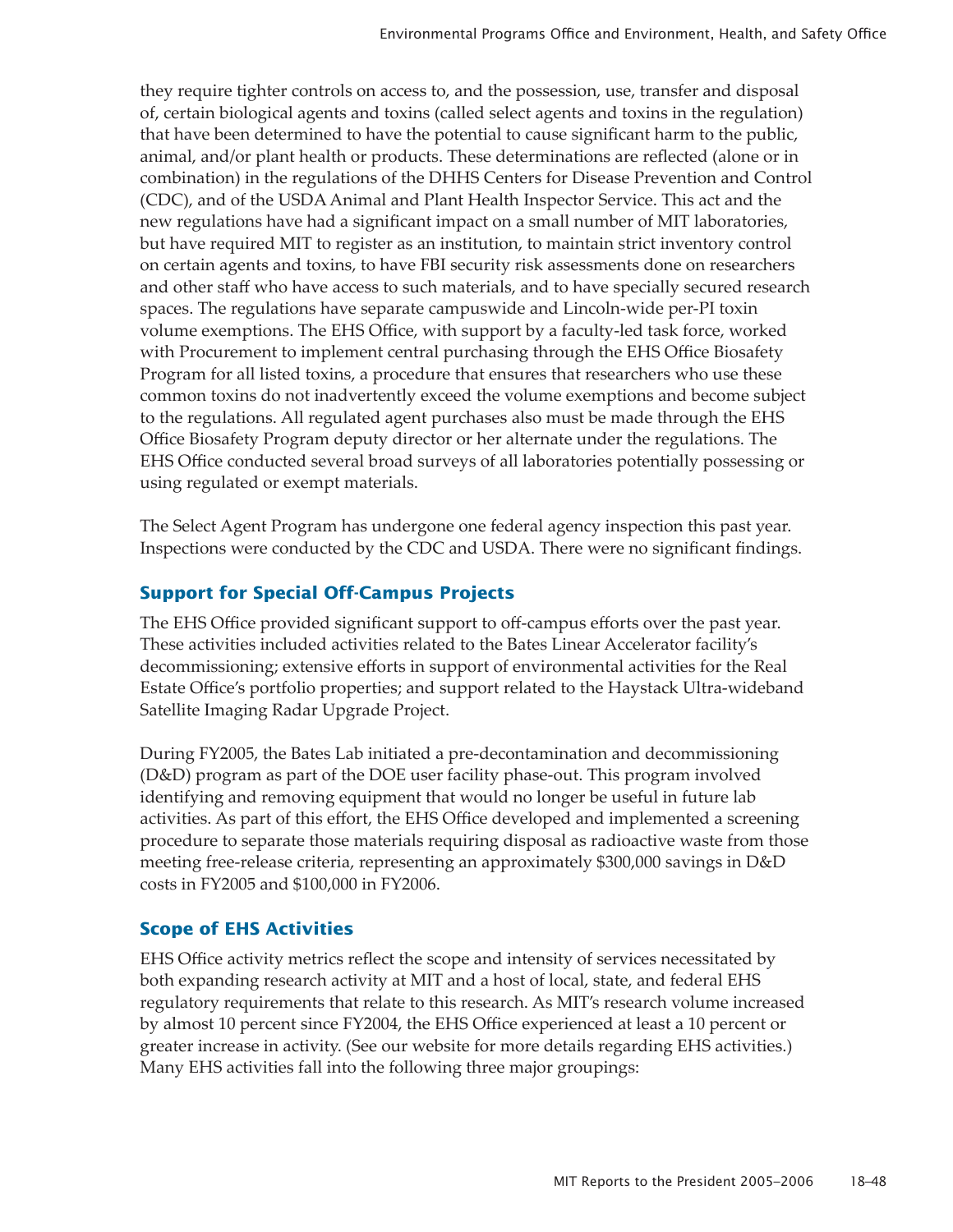they require tighter controls on access to, and the possession, use, transfer and disposal of, certain biological agents and toxins (called select agents and toxins in the regulation) that have been determined to have the potential to cause significant harm to the public, animal, and/or plant health or products. These determinations are reflected (alone or in combination) in the regulations of the DHHS Centers for Disease Prevention and Control (CDC), and of the USDA Animal and Plant Health Inspector Service. This act and the new regulations have had a significant impact on a small number of MIT laboratories, but have required MIT to register as an institution, to maintain strict inventory control on certain agents and toxins, to have FBI security risk assessments done on researchers and other staff who have access to such materials, and to have specially secured research spaces. The regulations have separate campuswide and Lincoln-wide per-PI toxin volume exemptions. The EHS Office, with support by a faculty-led task force, worked with Procurement to implement central purchasing through the EHS Office Biosafety Program for all listed toxins, a procedure that ensures that researchers who use these common toxins do not inadvertently exceed the volume exemptions and become subject to the regulations. All regulated agent purchases also must be made through the EHS Office Biosafety Program deputy director or her alternate under the regulations. The EHS Office conducted several broad surveys of all laboratories potentially possessing or using regulated or exempt materials.

The Select Agent Program has undergone one federal agency inspection this past year. Inspections were conducted by the CDC and USDA. There were no significant findings.

### Support for Special Off-Campus Projects

The EHS Office provided significant support to off-campus efforts over the past year. These activities included activities related to the Bates Linear Accelerator facility's decommissioning; extensive efforts in support of environmental activities for the Real Estate Office's portfolio properties; and support related to the Haystack Ultra-wideband Satellite Imaging Radar Upgrade Project.

During FY2005, the Bates Lab initiated a pre-decontamination and decommissioning (D&D) program as part of the DOE user facility phase-out. This program involved identifying and removing equipment that would no longer be useful in future lab activities. As part of this effort, the EHS Office developed and implemented a screening procedure to separate those materials requiring disposal as radioactive waste from those meeting free-release criteria, representing an approximately $300,000 savings in D&D costs in FY2005 and $100,000 in FY2006.

### Scope of EHS Activities

EHS Office activity metrics reflect the scope and intensity of services necessitated by both expanding research activity at MIT and a host of local, state, and federal EHS regulatory requirements that relate to this research. As MIT's research volume increased by almost 10 percent since FY2004, the EHS Office experienced at least a 10 percent or greater increase in activity. (See our website for more details regarding EHS activities.) Many EHS activities fall into the following three major groupings: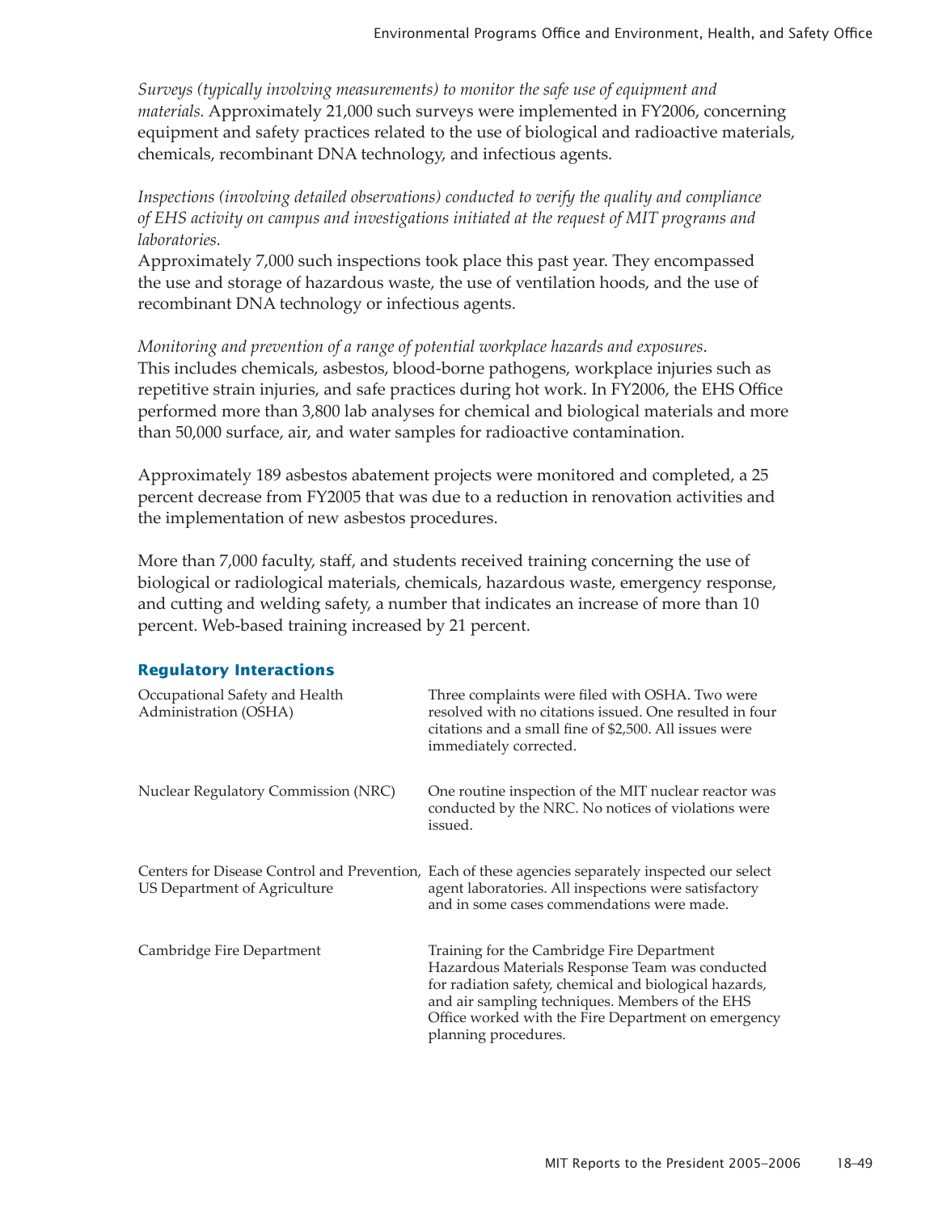*Surveys (typically involving measurements) to monitor the safe use of equipment and materials.* Approximately 21,000 such surveys were implemented in FY2006, concerning equipment and safety practices related to the use of biological and radioactive materials, chemicals, recombinant DNA technology, and infectious agents.

*Inspections (involving detailed observations) conducted to verify the quality and compliance of EHS activity on campus and investigations initiated at the request of MIT programs and laboratories.*
Approximately 7,000 such inspections took place this past year. They encompassed the use and storage of hazardous waste, the use of ventilation hoods, and the use of recombinant DNA technology or infectious agents.

*Monitoring and prevention of a range of potential workplace hazards and exposures*. This includes chemicals, asbestos, blood-borne pathogens, workplace injuries such as repetitive strain injuries, and safe practices during hot work. In FY2006, the EHS Office performed more than 3,800 lab analyses for chemical and biological materials and more than 50,000 surface, air, and water samples for radioactive contamination.

Approximately 189 asbestos abatement projects were monitored and completed, a 25 percent decrease from FY2005 that was due to a reduction in renovation activities and the implementation of new asbestos procedures.

More than 7,000 faculty, staff, and students received training concerning the use of biological or radiological materials, chemicals, hazardous waste, emergency response, and cutting and welding safety, a number that indicates an increase of more than 10 percent. Web-based training increased by 21 percent.

### Regulatory Interactions

| | |
|---|---|
| Occupational Safety and Health Administration (OSHA) | Three complaints were filed with OSHA. Two were resolved with no citations issued. One resulted in four citations and a small fine of $2,500. All issues were immediately corrected. |
| Nuclear Regulatory Commission (NRC) | One routine inspection of the MIT nuclear reactor was conducted by the NRC. No notices of violations were issued. |
| Centers for Disease Control and Prevention, US Department of Agriculture | Each of these agencies separately inspected our select agent laboratories. All inspections were satisfactory and in some cases commendations were made. |
| Cambridge Fire Department | Training for the Cambridge Fire Department Hazardous Materials Response Team was conducted for radiation safety, chemical and biological hazards, and air sampling techniques. Members of the EHS Office worked with the Fire Department on emergency planning procedures. |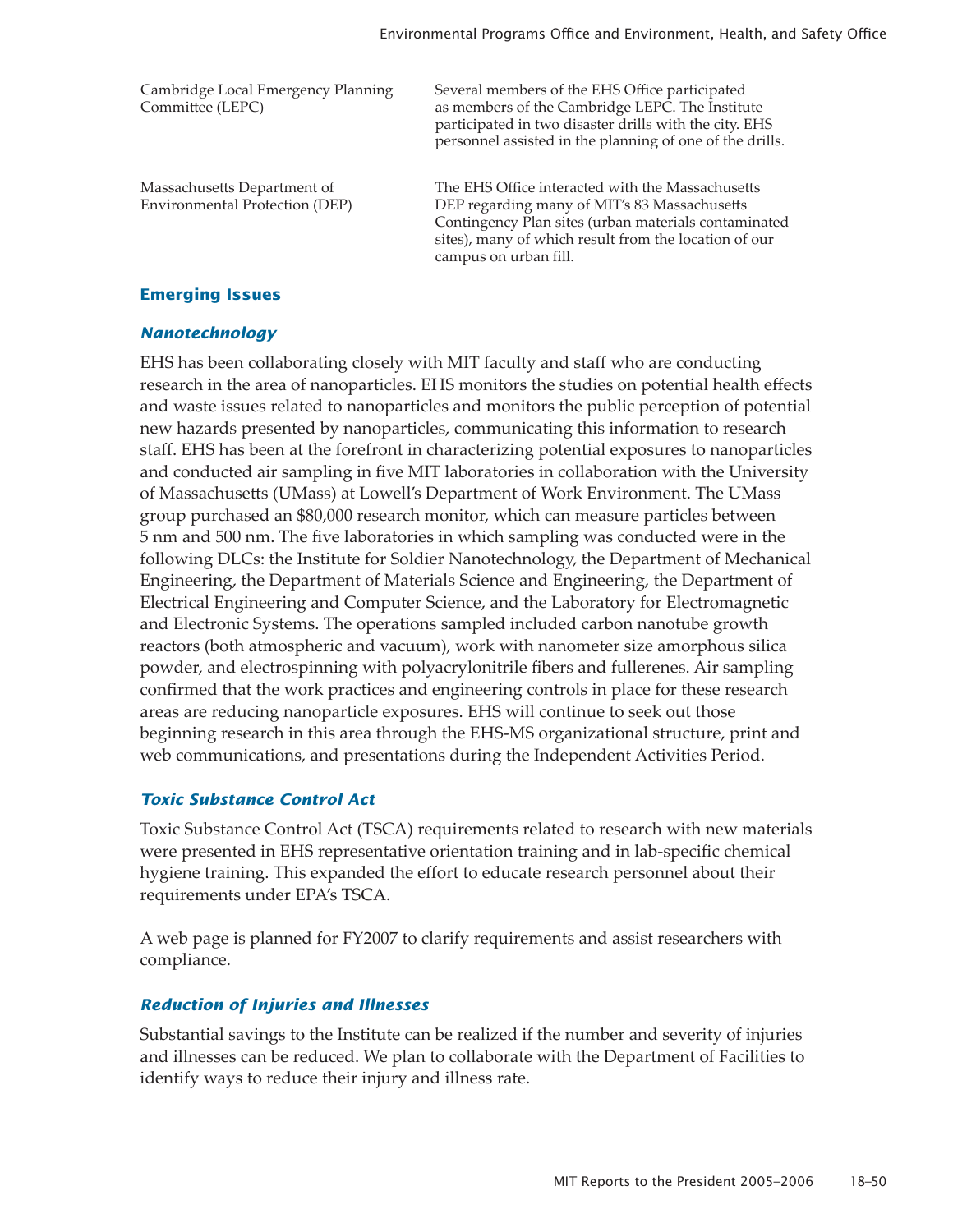| | |
|---|---|
| Cambridge Local Emergency Planning Committee (LEPC) | Several members of the EHS Office participated as members of the Cambridge LEPC. The Institute participated in two disaster drills with the city. EHS personnel assisted in the planning of one of the drills. |
| Massachusetts Department of Environmental Protection (DEP) | The EHS Office interacted with the Massachusetts DEP regarding many of MIT's 83 Massachusetts Contingency Plan sites (urban materials contaminated sites), many of which result from the location of our campus on urban fill. |

## Emerging Issues

### *Nanotechnology*

EHS has been collaborating closely with MIT faculty and staff who are conducting research in the area of nanoparticles. EHS monitors the studies on potential health effects and waste issues related to nanoparticles and monitors the public perception of potential new hazards presented by nanoparticles, communicating this information to research staff. EHS has been at the forefront in characterizing potential exposures to nanoparticles and conducted air sampling in five MIT laboratories in collaboration with the University of Massachusetts (UMass) at Lowell's Department of Work Environment. The UMass group purchased an $80,000 research monitor, which can measure particles between 5 nm and 500 nm. The five laboratories in which sampling was conducted were in the following DLCs: the Institute for Soldier Nanotechnology, the Department of Mechanical Engineering, the Department of Materials Science and Engineering, the Department of Electrical Engineering and Computer Science, and the Laboratory for Electromagnetic and Electronic Systems. The operations sampled included carbon nanotube growth reactors (both atmospheric and vacuum), work with nanometer size amorphous silica powder, and electrospinning with polyacrylonitrile fibers and fullerenes. Air sampling confirmed that the work practices and engineering controls in place for these research areas are reducing nanoparticle exposures. EHS will continue to seek out those beginning research in this area through the EHS-MS organizational structure, print and web communications, and presentations during the Independent Activities Period.

### *Toxic Substance Control Act*

Toxic Substance Control Act (TSCA) requirements related to research with new materials were presented in EHS representative orientation training and in lab-specific chemical hygiene training. This expanded the effort to educate research personnel about their requirements under EPA's TSCA.

A web page is planned for FY2007 to clarify requirements and assist researchers with compliance.

### *Reduction of Injuries and Illnesses*

Substantial savings to the Institute can be realized if the number and severity of injuries and illnesses can be reduced. We plan to collaborate with the Department of Facilities to identify ways to reduce their injury and illness rate.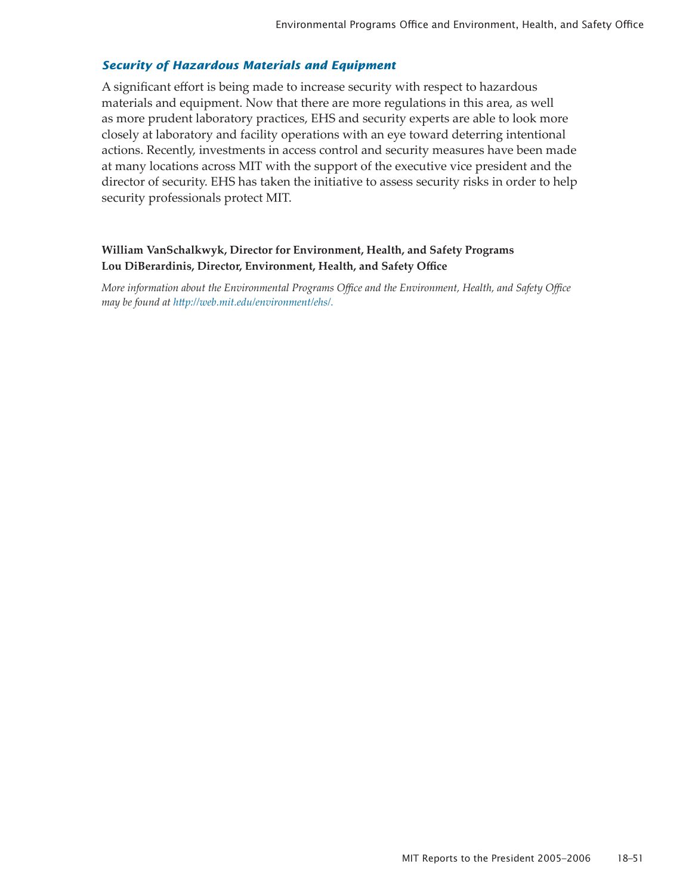### *Security of Hazardous Materials and Equipment*

A significant effort is being made to increase security with respect to hazardous materials and equipment. Now that there are more regulations in this area, as well as more prudent laboratory practices, EHS and security experts are able to look more closely at laboratory and facility operations with an eye toward deterring intentional actions. Recently, investments in access control and security measures have been made at many locations across MIT with the support of the executive vice president and the director of security. EHS has taken the initiative to assess security risks in order to help security professionals protect MIT.

**William VanSchalkwyk, Director for Environment, Health, and Safety Programs**
**Lou DiBerardinis, Director, Environment, Health, and Safety Office**

*More information about the Environmental Programs Office and the Environment, Health, and Safety Office may be found at http://web.mit.edu/environment/ehs/.*